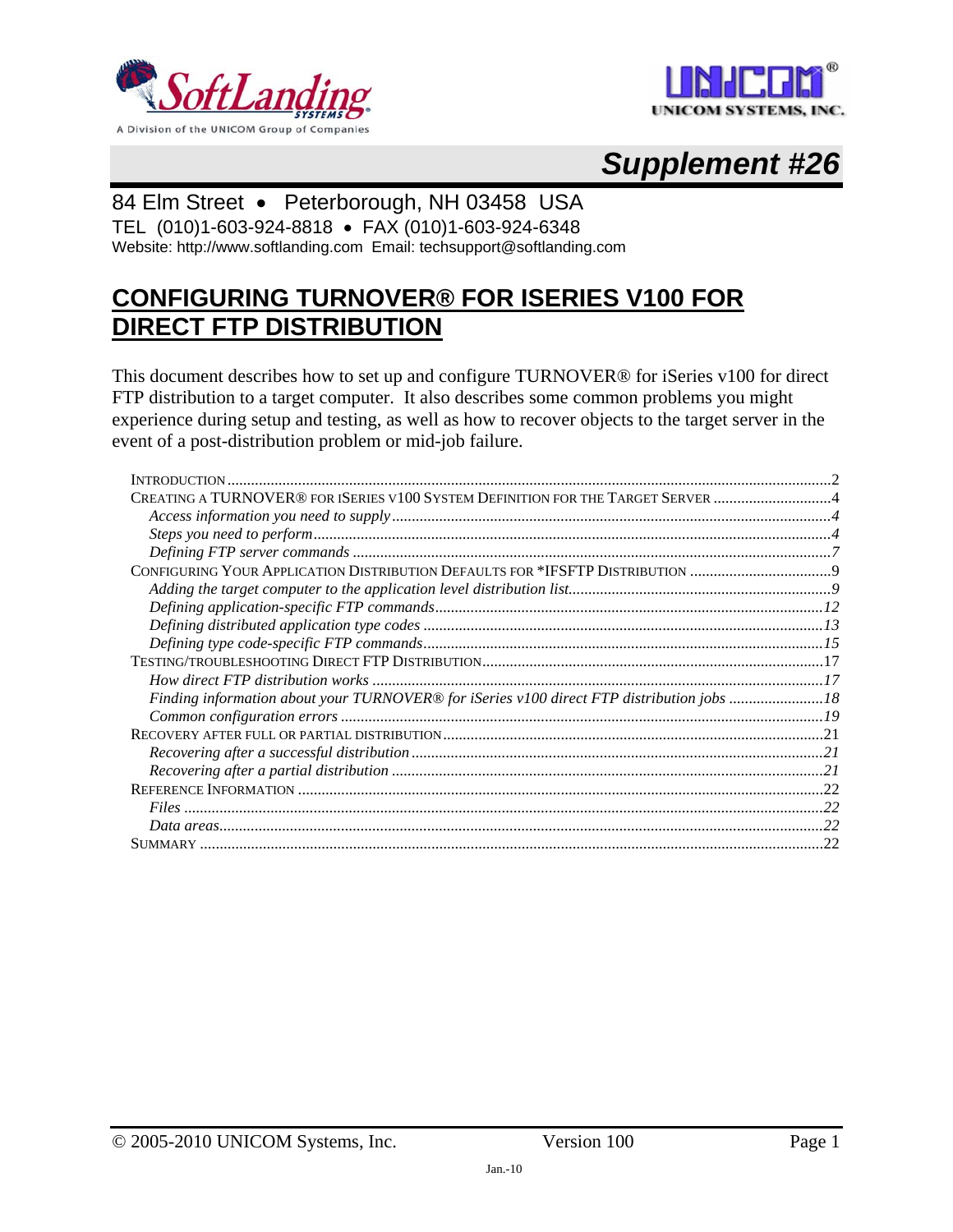**Supplement #26**

84 Elm Street • Peterborough, NH 03458 USA
TEL (010)1-603-924-8818 • FAX (010)1-603-924-6348
Website: http://www.softlanding.com Email: techsupport@softlanding.com

# CONFIGURING TURNOVER® FOR ISERIES V100 FOR DIRECT FTP DISTRIBUTION

This document describes how to set up and configure TURNOVER® for iSeries v100 for direct FTP distribution to a target computer. It also describes some common problems you might experience during setup and testing, as well as how to recover objects to the target server in the event of a post-distribution problem or mid-job failure.

- INTRODUCTION ........ 2
- CREATING A TURNOVER® FOR ISERIES V100 SYSTEM DEFINITION FOR THE TARGET SERVER ........ 4
  - *Access information you need to supply* ........ 4
  - *Steps you need to perform* ........ 4
  - *Defining FTP server commands* ........ 7
- CONFIGURING YOUR APPLICATION DISTRIBUTION DEFAULTS FOR *IFSFTP DISTRIBUTION ........ 9
  - *Adding the target computer to the application level distribution list* ........ 9
  - *Defining application-specific FTP commands* ........ 12
  - *Defining distributed application type codes* ........ 13
  - *Defining type code-specific FTP commands* ........ 15
- TESTING/TROUBLESHOOTING DIRECT FTP DISTRIBUTION ........ 17
  - *How direct FTP distribution works* ........ 17
  - *Finding information about your TURNOVER® for iSeries v100 direct FTP distribution jobs* ........ 18
  - *Common configuration errors* ........ 19
- RECOVERY AFTER FULL OR PARTIAL DISTRIBUTION ........ 21
  - *Recovering after a successful distribution* ........ 21
  - *Recovering after a partial distribution* ........ 21
- REFERENCE INFORMATION ........ 22
  - *Files* ........ 22
  - *Data areas* ........ 22
- SUMMARY ........ 22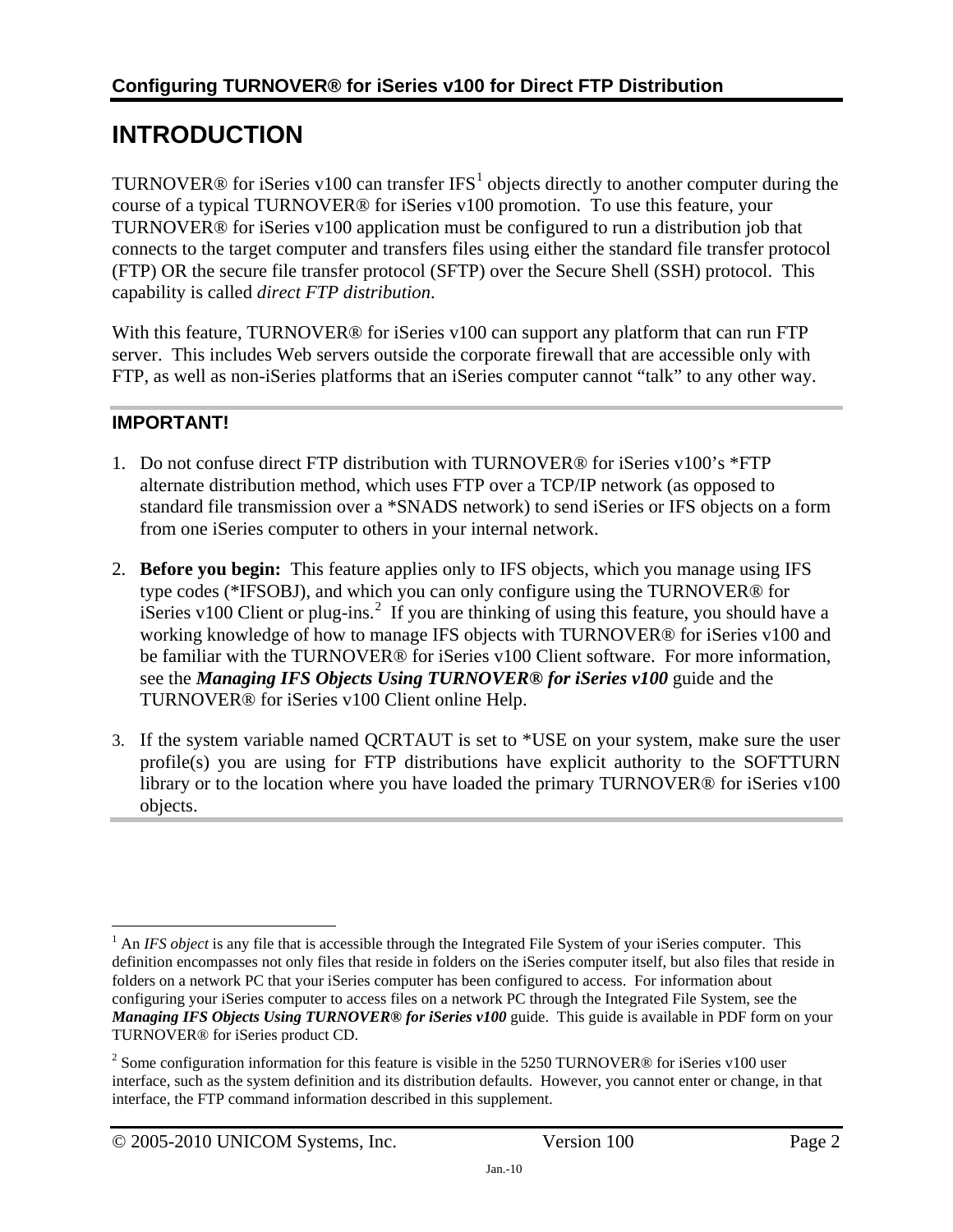# INTRODUCTION

TURNOVER® for iSeries v100 can transfer IFS[1] objects directly to another computer during the course of a typical TURNOVER® for iSeries v100 promotion. To use this feature, your TURNOVER® for iSeries v100 application must be configured to run a distribution job that connects to the target computer and transfers files using either the standard file transfer protocol (FTP) OR the secure file transfer protocol (SFTP) over the Secure Shell (SSH) protocol. This capability is called *direct FTP distribution*.

With this feature, TURNOVER® for iSeries v100 can support any platform that can run FTP server. This includes Web servers outside the corporate firewall that are accessible only with FTP, as well as non-iSeries platforms that an iSeries computer cannot "talk" to any other way.

### IMPORTANT!

1. Do not confuse direct FTP distribution with TURNOVER® for iSeries v100's *FTP alternate distribution method, which uses FTP over a TCP/IP network (as opposed to standard file transmission over a *SNADS network) to send iSeries or IFS objects on a form from one iSeries computer to others in your internal network.

2. **Before you begin:** This feature applies only to IFS objects, which you manage using IFS type codes (*IFSOBJ), and which you can only configure using the TURNOVER® for iSeries v100 Client or plug-ins.[2] If you are thinking of using this feature, you should have a working knowledge of how to manage IFS objects with TURNOVER® for iSeries v100 and be familiar with the TURNOVER® for iSeries v100 Client software. For more information, see the ***Managing IFS Objects Using TURNOVER® for iSeries v100*** guide and the TURNOVER® for iSeries v100 Client online Help.

3. If the system variable named QCRTAUT is set to *USE on your system, make sure the user profile(s) you are using for FTP distributions have explicit authority to the SOFTTURN library or to the location where you have loaded the primary TURNOVER® for iSeries v100 objects.

---

[1] An *IFS object* is any file that is accessible through the Integrated File System of your iSeries computer. This definition encompasses not only files that reside in folders on the iSeries computer itself, but also files that reside in folders on a network PC that your iSeries computer has been configured to access. For information about configuring your iSeries computer to access files on a network PC through the Integrated File System, see the ***Managing IFS Objects Using TURNOVER® for iSeries v100*** guide. This guide is available in PDF form on your TURNOVER® for iSeries product CD.

[2] Some configuration information for this feature is visible in the 5250 TURNOVER® for iSeries v100 user interface, such as the system definition and its distribution defaults. However, you cannot enter or change, in that interface, the FTP command information described in this supplement.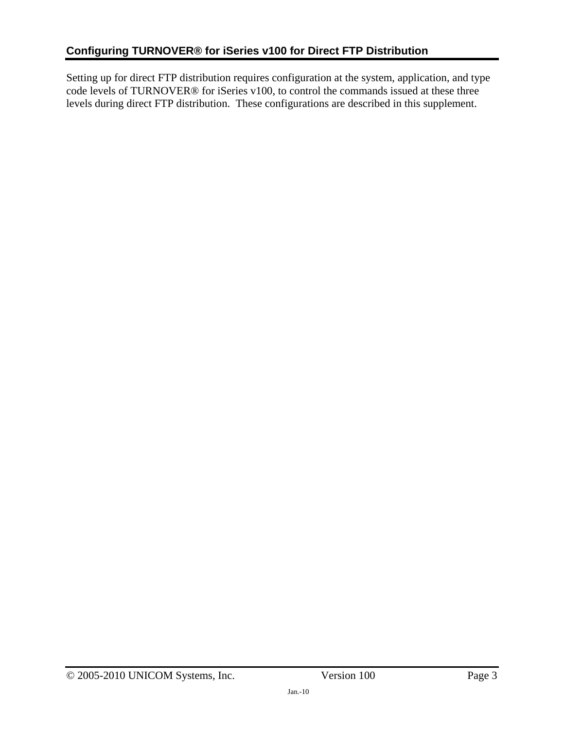## Configuring TURNOVER® for iSeries v100 for Direct FTP Distribution

Setting up for direct FTP distribution requires configuration at the system, application, and type code levels of TURNOVER® for iSeries v100, to control the commands issued at these three levels during direct FTP distribution. These configurations are described in this supplement.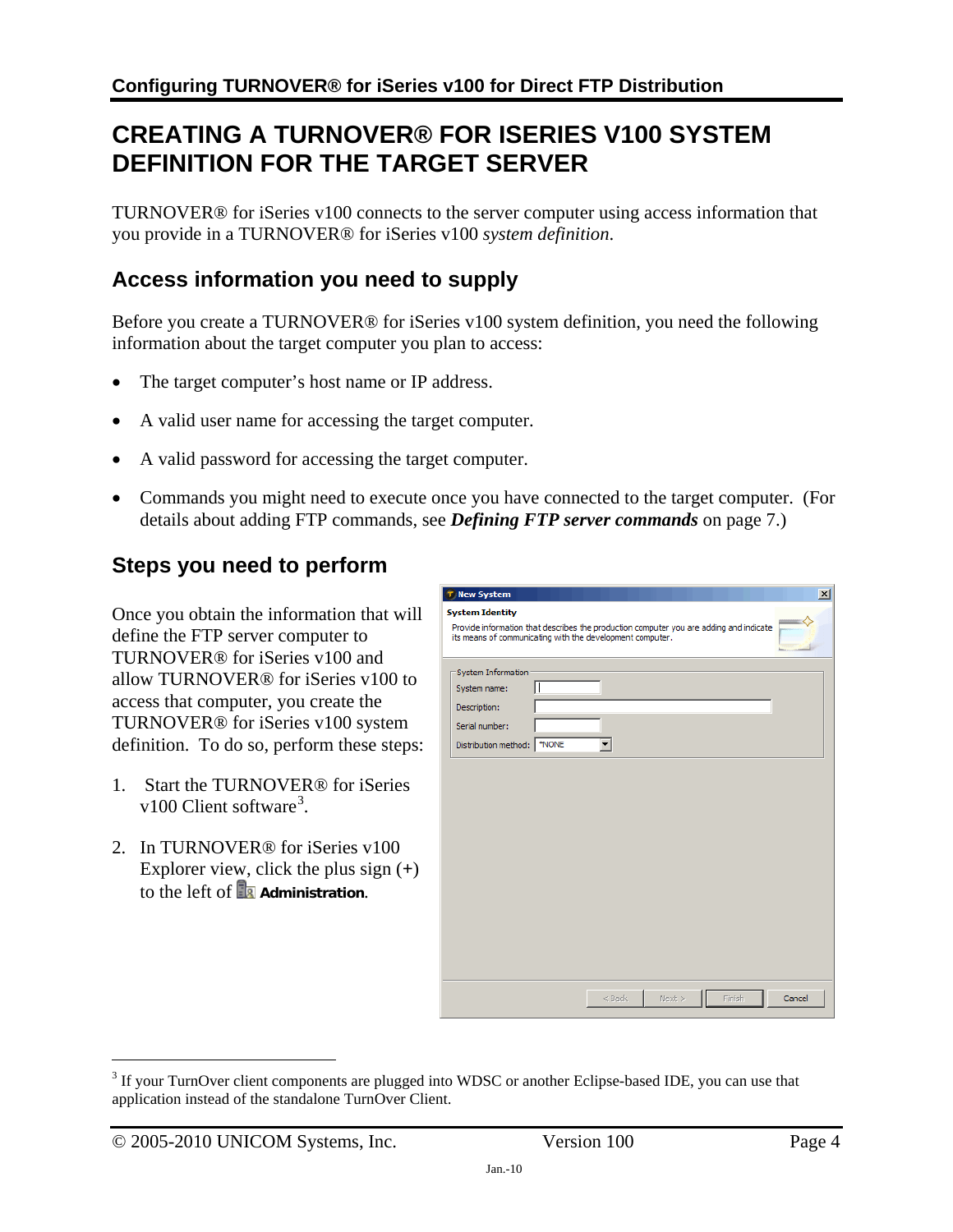# CREATING A TURNOVER® FOR ISERIES V100 SYSTEM DEFINITION FOR THE TARGET SERVER

TURNOVER® for iSeries v100 connects to the server computer using access information that you provide in a TURNOVER® for iSeries v100 *system definition*.

## Access information you need to supply

Before you create a TURNOVER® for iSeries v100 system definition, you need the following information about the target computer you plan to access:

- The target computer's host name or IP address.
- A valid user name for accessing the target computer.
- A valid password for accessing the target computer.
- Commands you might need to execute once you have connected to the target computer. (For details about adding FTP commands, see ***Defining FTP server commands*** on page 7.)

## Steps you need to perform

Once you obtain the information that will define the FTP server computer to TURNOVER® for iSeries v100 and allow TURNOVER® for iSeries v100 to access that computer, you create the TURNOVER® for iSeries v100 system definition. To do so, perform these steps:

1. Start the TURNOVER® for iSeries v100 Client software[3].
2. In TURNOVER® for iSeries v100 Explorer view, click the plus sign (+) to the left of **Administration**.

[3] If your TurnOver client components are plugged into WDSC or another Eclipse-based IDE, you can use that application instead of the standalone TurnOver Client.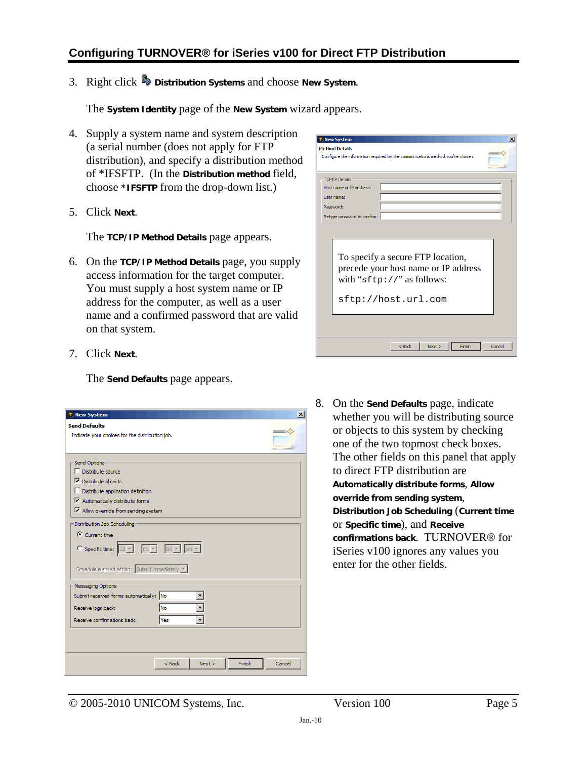3. Right click **Distribution Systems** and choose **New System**.

   The **System Identity** page of the **New System** wizard appears.

4. Supply a system name and system description (a serial number (does not apply for FTP distribution), and specify a distribution method of *IFSFTP. (In the **Distribution method** field, choose ***IFSFTP** from the drop-down list.)

5. Click **Next**.

   The **TCP/IP Method Details** page appears.

6. On the **TCP/IP Method Details** page, you supply access information for the target computer. You must supply a host system name or IP address for the computer, as well as a user name and a confirmed password that are valid on that system.

   To specify a secure FTP location, precede your host name or IP address with "sftp://" as follows:

   ```
   sftp://host.url.com
   ```

7. Click **Next**.

   The **Send Defaults** page appears.

8. On the **Send Defaults** page, indicate whether you will be distributing source or objects to this system by checking one of the two topmost check boxes. The other fields on this panel that apply to direct FTP distribution are **Automatically distribute forms**, **Allow override from sending system**, **Distribution Job Scheduling** (**Current time** or **Specific time**), and **Receive confirmations back**. TURNOVER® for iSeries v100 ignores any values you enter for the other fields.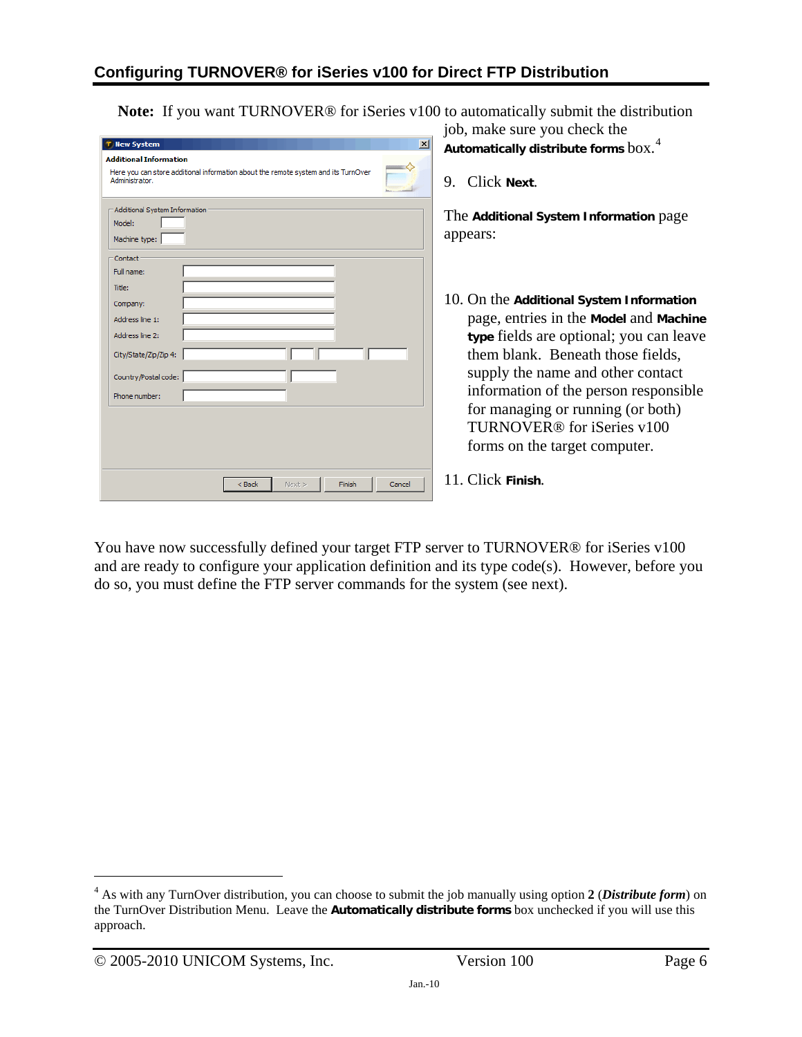**Note:** If you want TURNOVER® for iSeries v100 to automatically submit the distribution job, make sure you check the **Automatically distribute forms** box.[4]

9. Click **Next**.

The **Additional System Information** page appears:

10. On the **Additional System Information** page, entries in the **Model** and **Machine type** fields are optional; you can leave them blank. Beneath those fields, supply the name and other contact information of the person responsible for managing or running (or both) TURNOVER® for iSeries v100 forms on the target computer.

11. Click **Finish**.

You have now successfully defined your target FTP server to TURNOVER® for iSeries v100 and are ready to configure your application definition and its type code(s). However, before you do so, you must define the FTP server commands for the system (see next).

---

[4] As with any TurnOver distribution, you can choose to submit the job manually using option **2** (***Distribute form***) on the TurnOver Distribution Menu. Leave the **Automatically distribute forms** box unchecked if you will use this approach.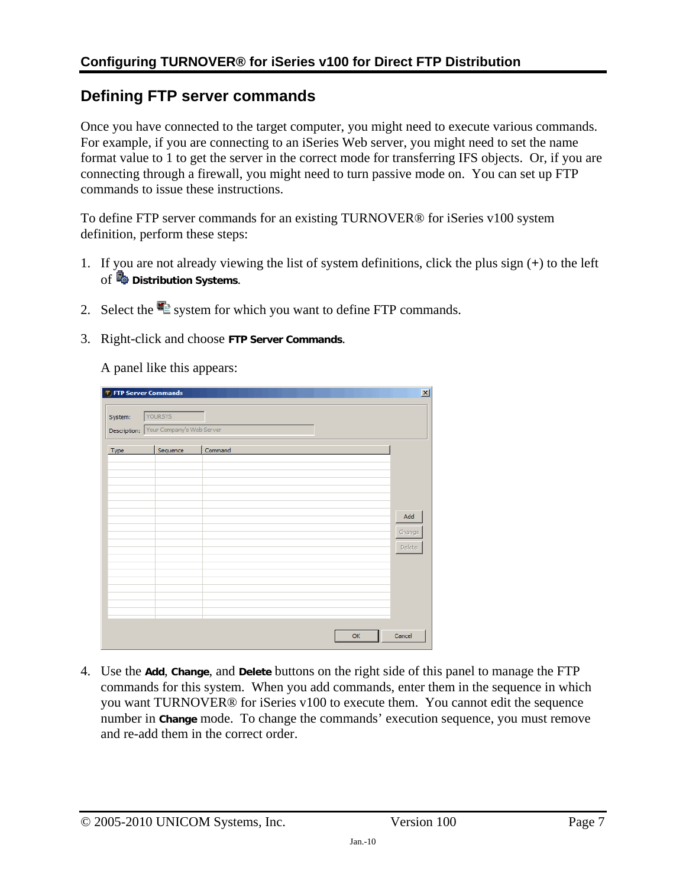## Defining FTP server commands

Once you have connected to the target computer, you might need to execute various commands. For example, if you are connecting to an iSeries Web server, you might need to set the name format value to 1 to get the server in the correct mode for transferring IFS objects. Or, if you are connecting through a firewall, you might need to turn passive mode on. You can set up FTP commands to issue these instructions.

To define FTP server commands for an existing TURNOVER® for iSeries v100 system definition, perform these steps:

1. If you are not already viewing the list of system definitions, click the plus sign (+) to the left of **Distribution Systems**.

2. Select the system for which you want to define FTP commands.

3. Right-click and choose **FTP Server Commands**.

   A panel like this appears:

4. Use the **Add**, **Change**, and **Delete** buttons on the right side of this panel to manage the FTP commands for this system. When you add commands, enter them in the sequence in which you want TURNOVER® for iSeries v100 to execute them. You cannot edit the sequence number in **Change** mode. To change the commands' execution sequence, you must remove and re-add them in the correct order.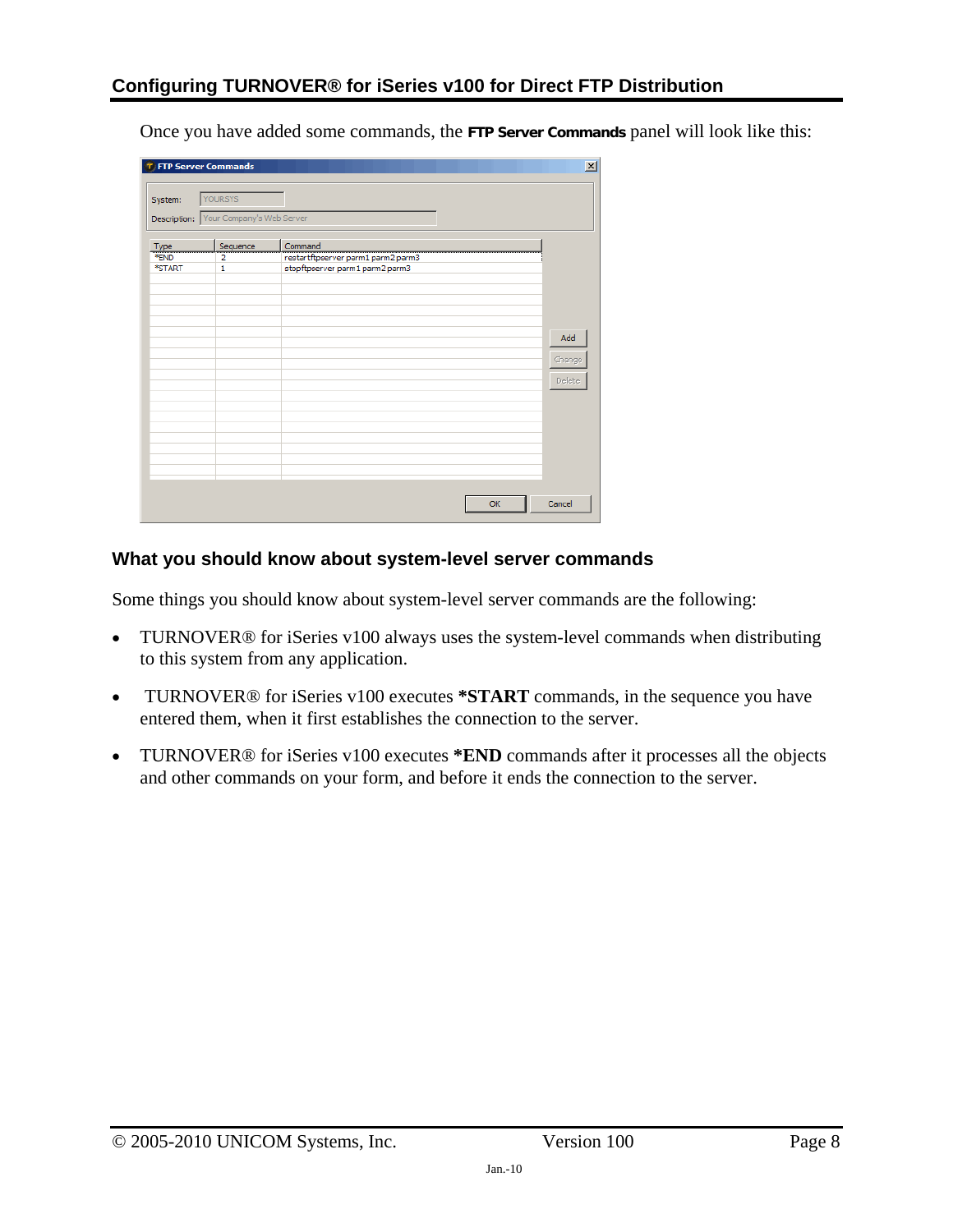## Configuring TURNOVER® for iSeries v100 for Direct FTP Distribution

Once you have added some commands, the **FTP Server Commands** panel will look like this:

### What you should know about system-level server commands

Some things you should know about system-level server commands are the following:

- TURNOVER® for iSeries v100 always uses the system-level commands when distributing to this system from any application.
- TURNOVER® for iSeries v100 executes ***START** commands, in the sequence you have entered them, when it first establishes the connection to the server.
- TURNOVER® for iSeries v100 executes ***END** commands after it processes all the objects and other commands on your form, and before it ends the connection to the server.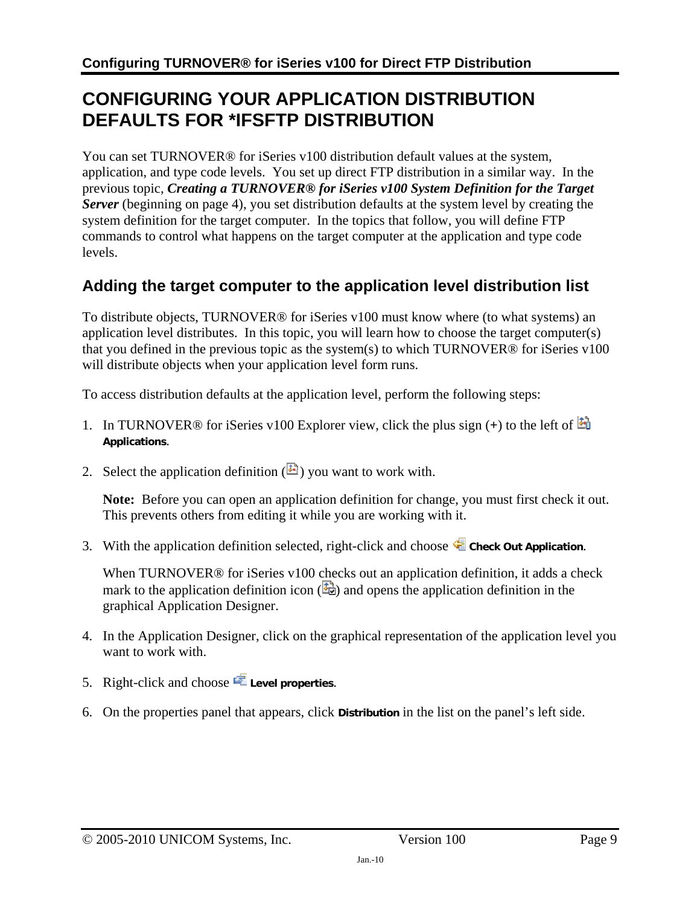# CONFIGURING YOUR APPLICATION DISTRIBUTION DEFAULTS FOR *IFSFTP DISTRIBUTION

You can set TURNOVER® for iSeries v100 distribution default values at the system, application, and type code levels. You set up direct FTP distribution in a similar way. In the previous topic, ***Creating a TURNOVER® for iSeries v100 System Definition for the Target Server*** (beginning on page 4), you set distribution defaults at the system level by creating the system definition for the target computer. In the topics that follow, you will define FTP commands to control what happens on the target computer at the application and type code levels.

## Adding the target computer to the application level distribution list

To distribute objects, TURNOVER® for iSeries v100 must know where (to what systems) an application level distributes. In this topic, you will learn how to choose the target computer(s) that you defined in the previous topic as the system(s) to which TURNOVER® for iSeries v100 will distribute objects when your application level form runs.

To access distribution defaults at the application level, perform the following steps:

1. In TURNOVER® for iSeries v100 Explorer view, click the plus sign (+) to the left of **Applications**.
2. Select the application definition ( ) you want to work with.

   **Note:** Before you can open an application definition for change, you must first check it out. This prevents others from editing it while you are working with it.

3. With the application definition selected, right-click and choose **Check Out Application**.

   When TURNOVER® for iSeries v100 checks out an application definition, it adds a check mark to the application definition icon ( ) and opens the application definition in the graphical Application Designer.

4. In the Application Designer, click on the graphical representation of the application level you want to work with.
5. Right-click and choose **Level properties**.
6. On the properties panel that appears, click **Distribution** in the list on the panel's left side.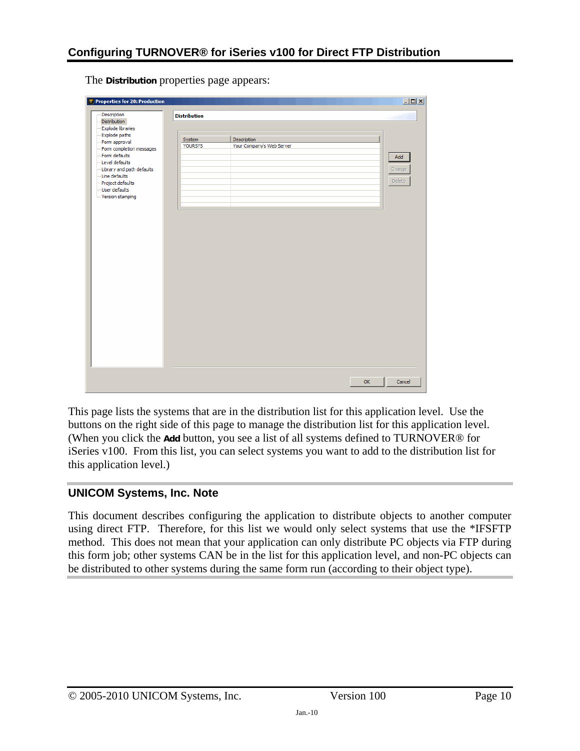## Configuring TURNOVER® for iSeries v100 for Direct FTP Distribution

The **Distribution** properties page appears:

This page lists the systems that are in the distribution list for this application level. Use the buttons on the right side of this page to manage the distribution list for this application level. (When you click the **Add** button, you see a list of all systems defined to TURNOVER® for iSeries v100. From this list, you can select systems you want to add to the distribution list for this application level.)

### UNICOM Systems, Inc. Note

This document describes configuring the application to distribute objects to another computer using direct FTP. Therefore, for this list we would only select systems that use the *IFSFTP method. This does not mean that your application can only distribute PC objects via FTP during this form job; other systems CAN be in the list for this application level, and non-PC objects can be distributed to other systems during the same form run (according to their object type).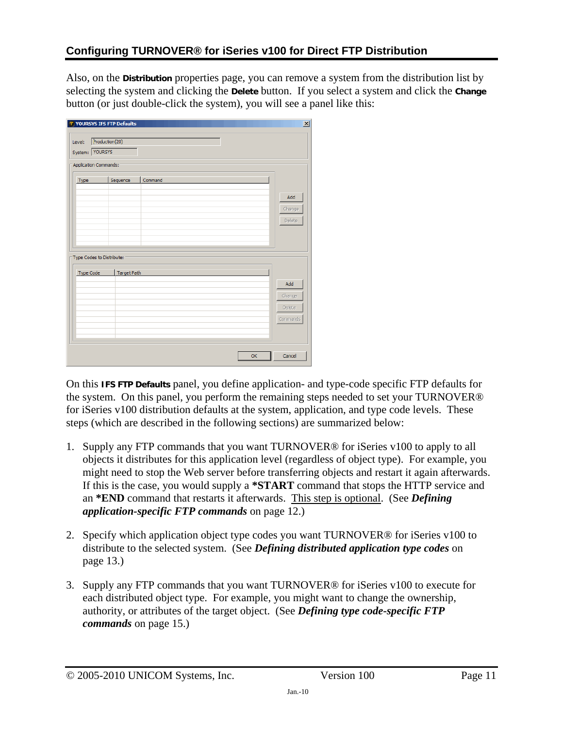Also, on the **Distribution** properties page, you can remove a system from the distribution list by selecting the system and clicking the **Delete** button. If you select a system and click the **Change** button (or just double-click the system), you will see a panel like this:

On this **IFS FTP Defaults** panel, you define application- and type-code specific FTP defaults for the system. On this panel, you perform the remaining steps needed to set your TURNOVER® for iSeries v100 distribution defaults at the system, application, and type code levels. These steps (which are described in the following sections) are summarized below:

1. Supply any FTP commands that you want TURNOVER® for iSeries v100 to apply to all objects it distributes for this application level (regardless of object type). For example, you might need to stop the Web server before transferring objects and restart it again afterwards. If this is the case, you would supply a ***START** command that stops the HTTP service and an ***END** command that restarts it afterwards. This step is optional. (See ***Defining application-specific FTP commands*** on page 12.)

2. Specify which application object type codes you want TURNOVER® for iSeries v100 to distribute to the selected system. (See ***Defining distributed application type codes*** on page 13.)

3. Supply any FTP commands that you want TURNOVER® for iSeries v100 to execute for each distributed object type. For example, you might want to change the ownership, authority, or attributes of the target object. (See ***Defining type code-specific FTP commands*** on page 15.)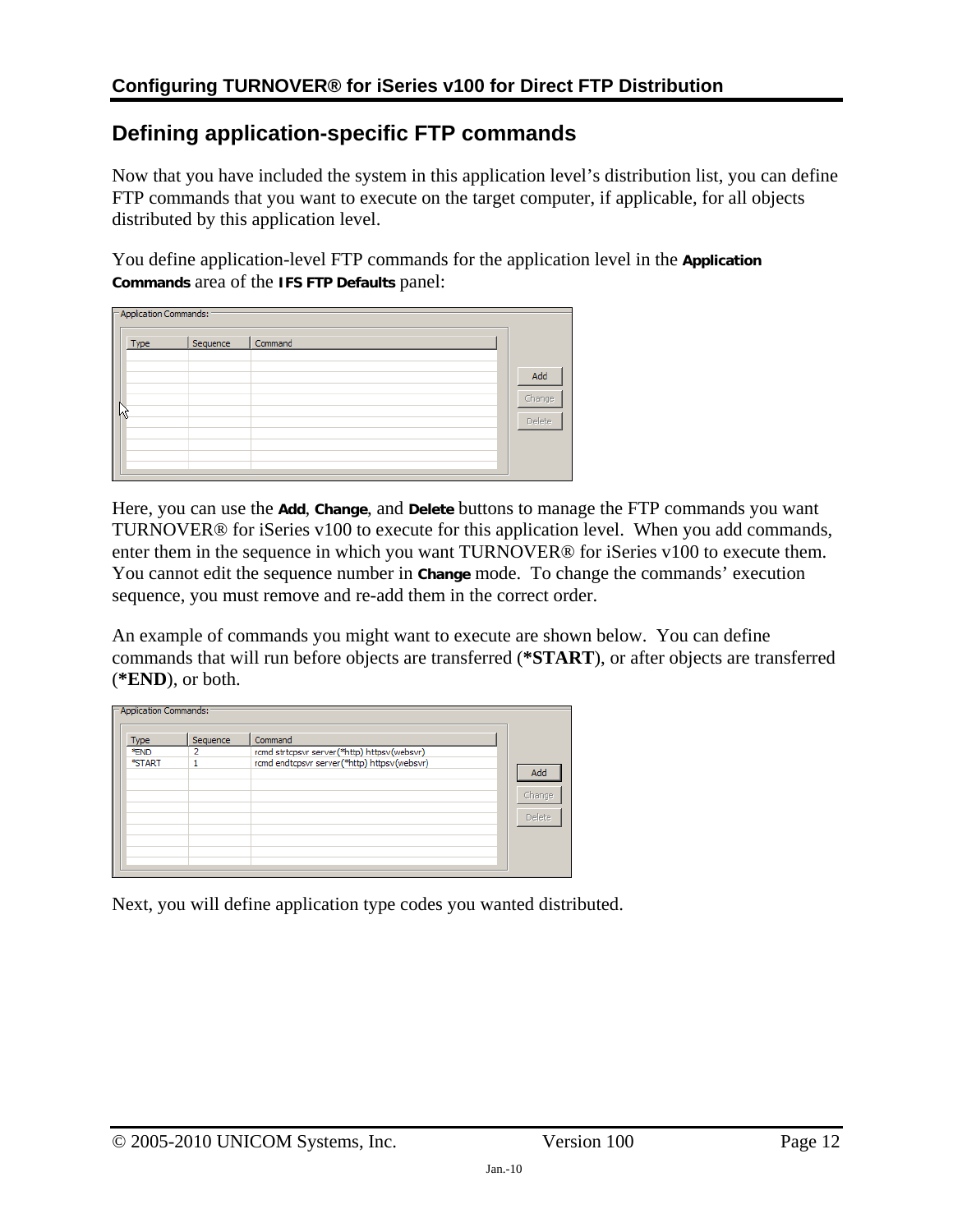## Defining application-specific FTP commands

Now that you have included the system in this application level's distribution list, you can define FTP commands that you want to execute on the target computer, if applicable, for all objects distributed by this application level.

You define application-level FTP commands for the application level in the **Application Commands** area of the **IFS FTP Defaults** panel:

Application Commands:

| Type | Sequence | Command |
|---|---|---|

Add | Change | Delete

Here, you can use the **Add**, **Change**, and **Delete** buttons to manage the FTP commands you want TURNOVER® for iSeries v100 to execute for this application level. When you add commands, enter them in the sequence in which you want TURNOVER® for iSeries v100 to execute them. You cannot edit the sequence number in **Change** mode. To change the commands' execution sequence, you must remove and re-add them in the correct order.

An example of commands you might want to execute are shown below. You can define commands that will run before objects are transferred (**\*START**), or after objects are transferred (**\*END**), or both.

Application Commands:

| Type | Sequence | Command |
|---|---|---|
| *END | 2 | rcmd strtcpsvr server(*http) httpsv(websvr) |
| *START | 1 | rcmd endtcpsvr server(*http) httpsv(websvr) |

Add | Change | Delete

Next, you will define application type codes you wanted distributed.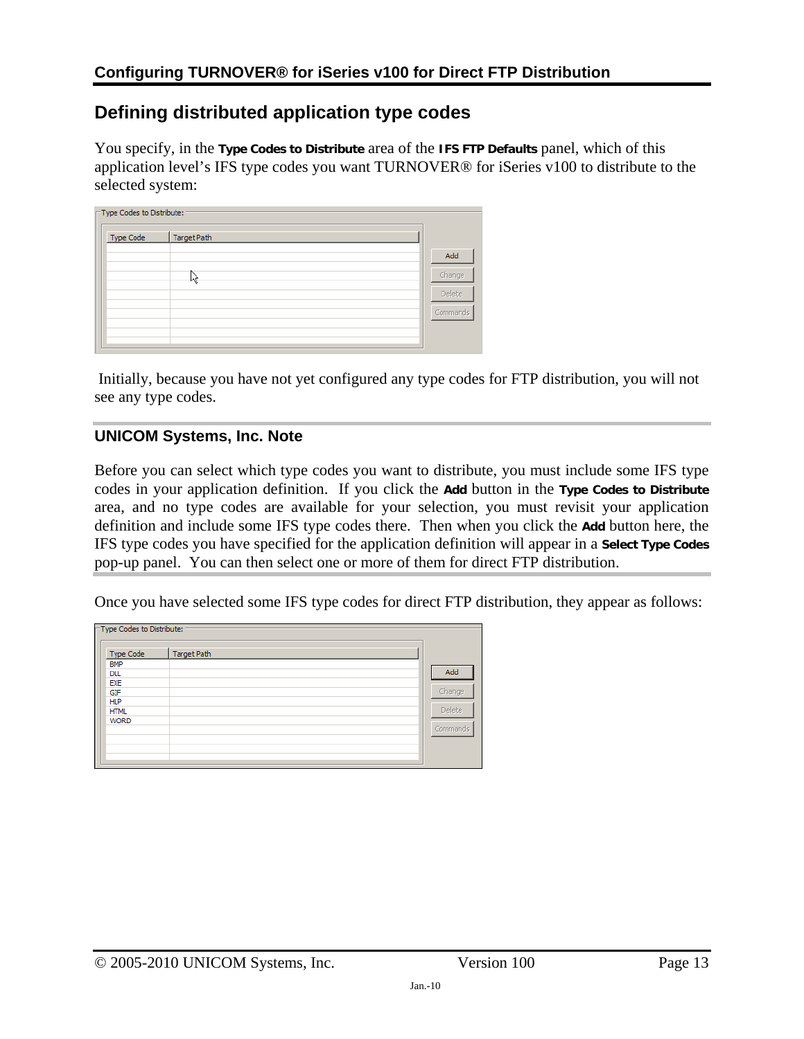## Defining distributed application type codes

You specify, in the **Type Codes to Distribute** area of the **IFS FTP Defaults** panel, which of this application level's IFS type codes you want TURNOVER® for iSeries v100 to distribute to the selected system:

Initially, because you have not yet configured any type codes for FTP distribution, you will not see any type codes.

### UNICOM Systems, Inc. Note

Before you can select which type codes you want to distribute, you must include some IFS type codes in your application definition. If you click the **Add** button in the **Type Codes to Distribute** area, and no type codes are available for your selection, you must revisit your application definition and include some IFS type codes there. Then when you click the **Add** button here, the IFS type codes you have specified for the application definition will appear in a **Select Type Codes** pop-up panel. You can then select one or more of them for direct FTP distribution.

Once you have selected some IFS type codes for direct FTP distribution, they appear as follows: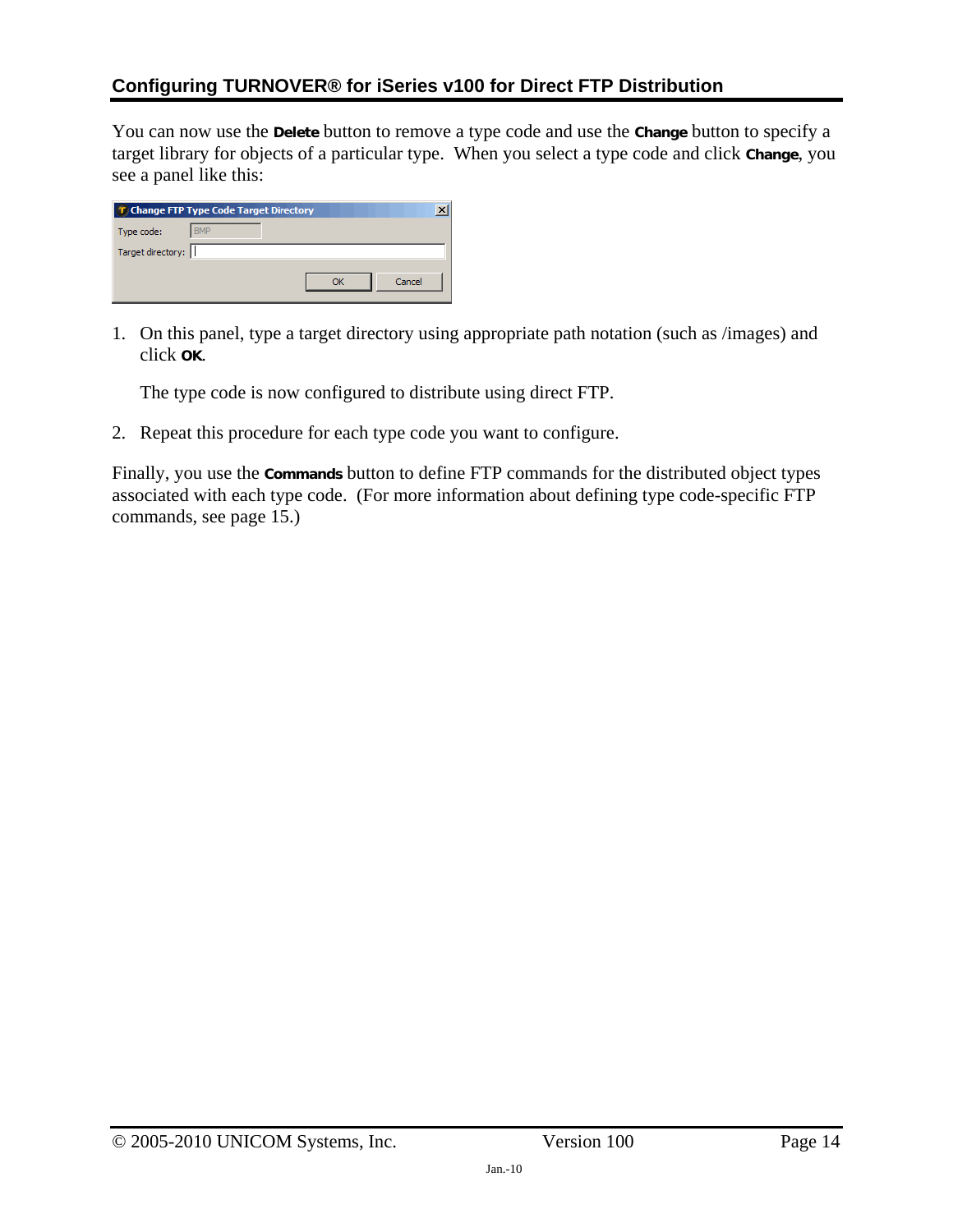## Configuring TURNOVER® for iSeries v100 for Direct FTP Distribution

You can now use the **Delete** button to remove a type code and use the **Change** button to specify a target library for objects of a particular type. When you select a type code and click **Change**, you see a panel like this:

1. On this panel, type a target directory using appropriate path notation (such as /images) and click **OK**.

   The type code is now configured to distribute using direct FTP.

2. Repeat this procedure for each type code you want to configure.

Finally, you use the **Commands** button to define FTP commands for the distributed object types associated with each type code. (For more information about defining type code-specific FTP commands, see page 15.)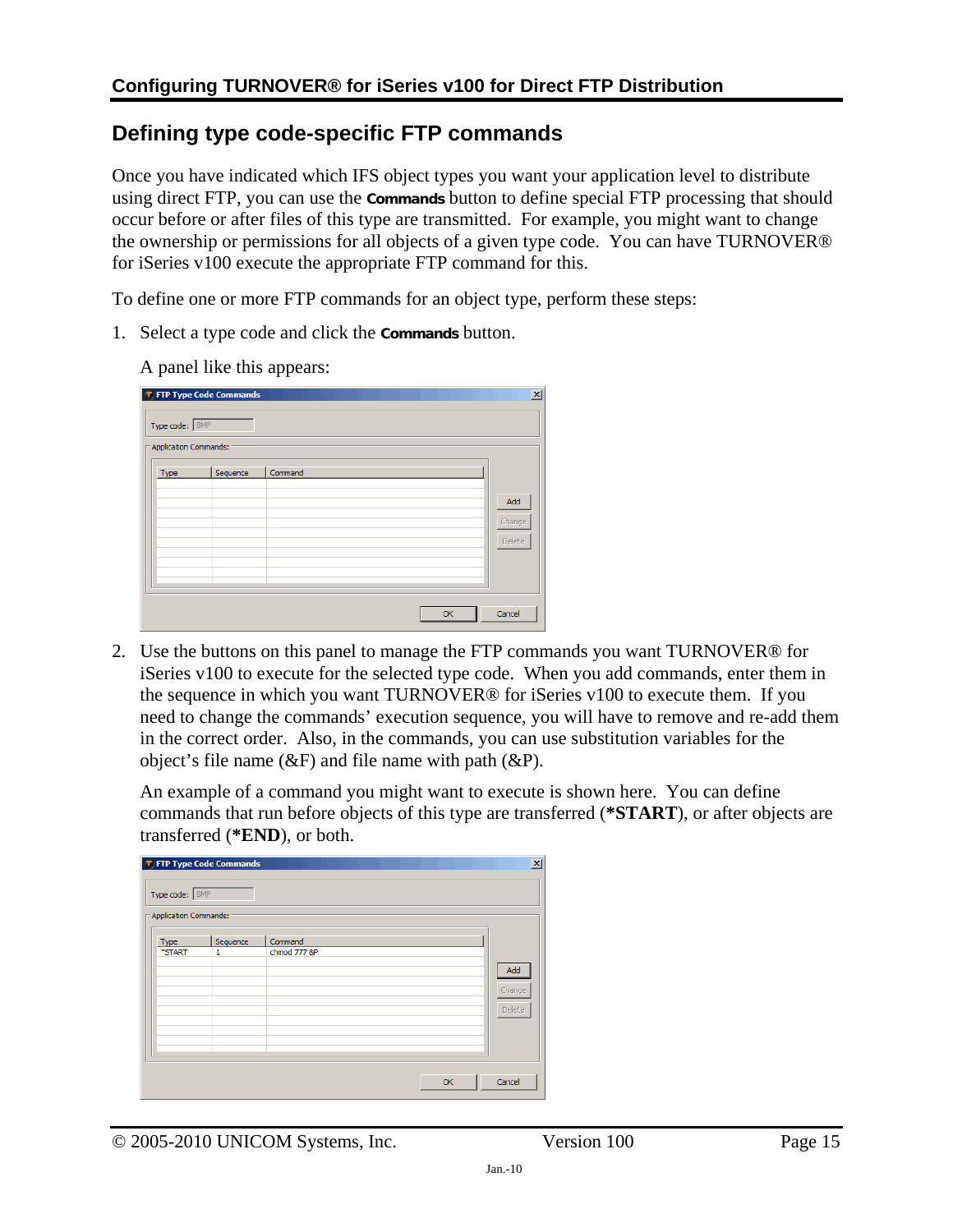## Defining type code-specific FTP commands

Once you have indicated which IFS object types you want your application level to distribute using direct FTP, you can use the **Commands** button to define special FTP processing that should occur before or after files of this type are transmitted. For example, you might want to change the ownership or permissions for all objects of a given type code. You can have TURNOVER® for iSeries v100 execute the appropriate FTP command for this.

To define one or more FTP commands for an object type, perform these steps:

1. Select a type code and click the **Commands** button.

   A panel like this appears:

2. Use the buttons on this panel to manage the FTP commands you want TURNOVER® for iSeries v100 to execute for the selected type code. When you add commands, enter them in the sequence in which you want TURNOVER® for iSeries v100 to execute them. If you need to change the commands' execution sequence, you will have to remove and re-add them in the correct order. Also, in the commands, you can use substitution variables for the object's file name (&F) and file name with path (&P).

   An example of a command you might want to execute is shown here. You can define commands that run before objects of this type are transferred (**\*START**), or after objects are transferred (**\*END**), or both.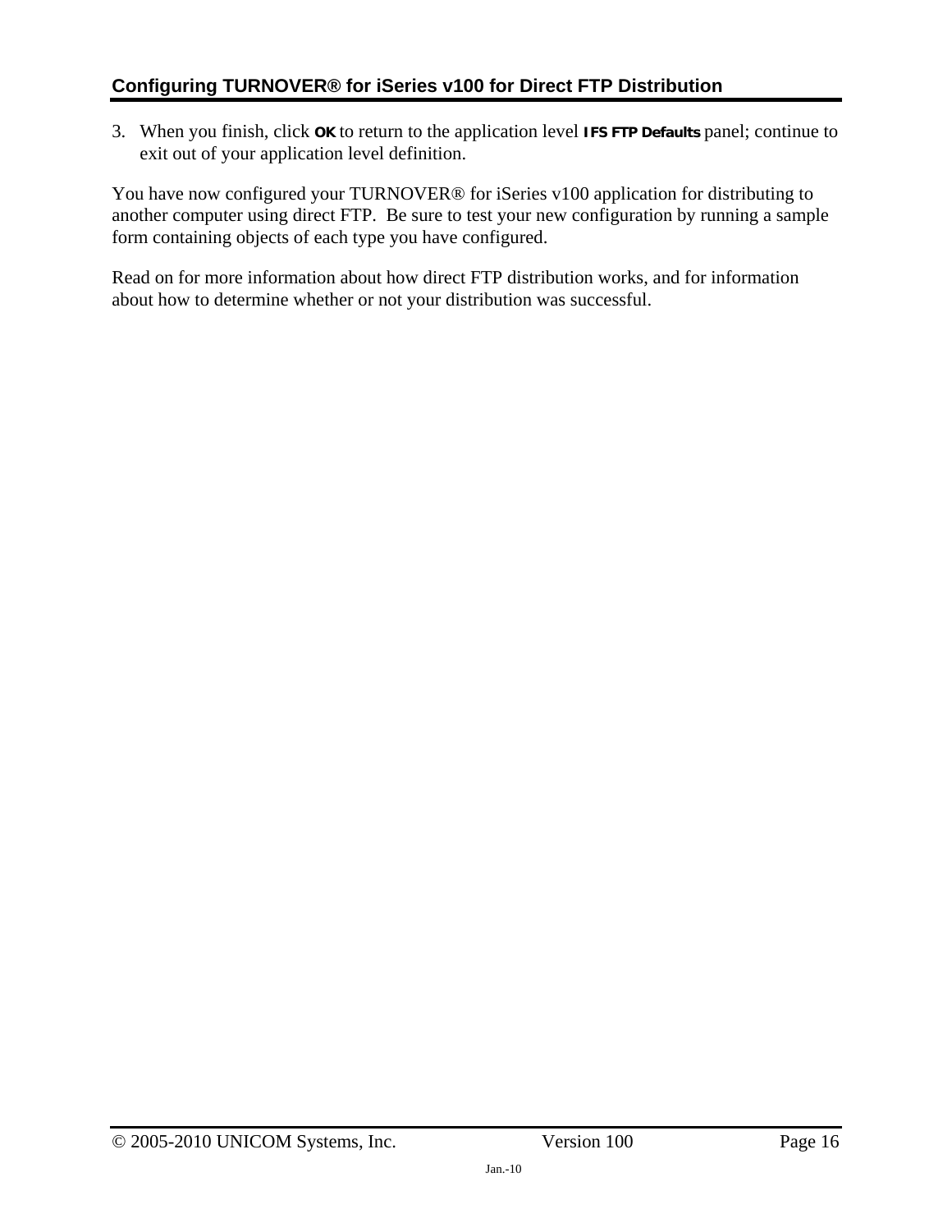3. When you finish, click **OK** to return to the application level **IFS FTP Defaults** panel; continue to exit out of your application level definition.

You have now configured your TURNOVER® for iSeries v100 application for distributing to another computer using direct FTP. Be sure to test your new configuration by running a sample form containing objects of each type you have configured.

Read on for more information about how direct FTP distribution works, and for information about how to determine whether or not your distribution was successful.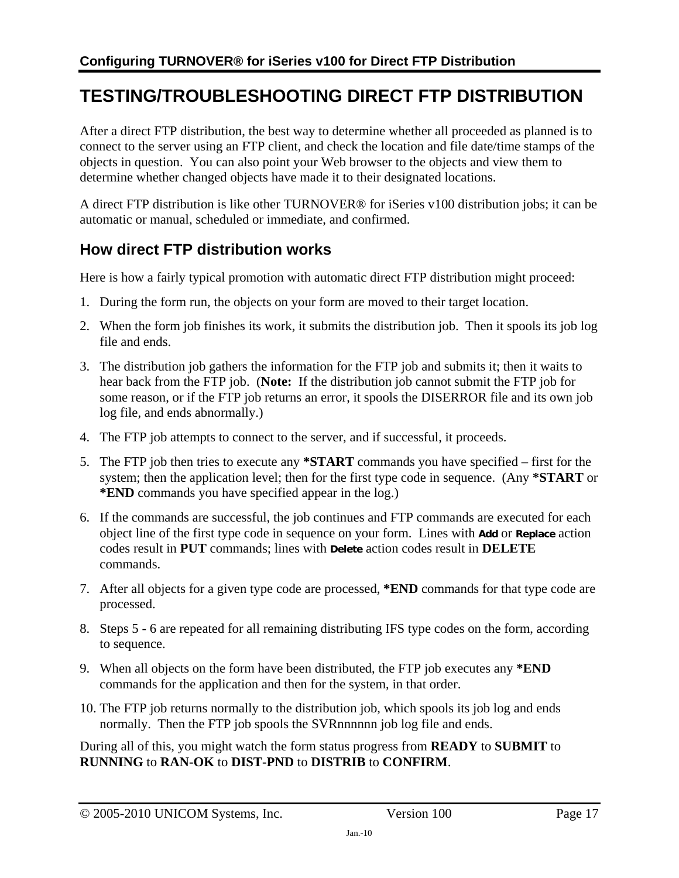# TESTING/TROUBLESHOOTING DIRECT FTP DISTRIBUTION

After a direct FTP distribution, the best way to determine whether all proceeded as planned is to connect to the server using an FTP client, and check the location and file date/time stamps of the objects in question. You can also point your Web browser to the objects and view them to determine whether changed objects have made it to their designated locations.

A direct FTP distribution is like other TURNOVER® for iSeries v100 distribution jobs; it can be automatic or manual, scheduled or immediate, and confirmed.

## How direct FTP distribution works

Here is how a fairly typical promotion with automatic direct FTP distribution might proceed:

1. During the form run, the objects on your form are moved to their target location.
2. When the form job finishes its work, it submits the distribution job. Then it spools its job log file and ends.
3. The distribution job gathers the information for the FTP job and submits it; then it waits to hear back from the FTP job. (**Note:** If the distribution job cannot submit the FTP job for some reason, or if the FTP job returns an error, it spools the DISERROR file and its own job log file, and ends abnormally.)
4. The FTP job attempts to connect to the server, and if successful, it proceeds.
5. The FTP job then tries to execute any **\*START** commands you have specified – first for the system; then the application level; then for the first type code in sequence. (Any **\*START** or **\*END** commands you have specified appear in the log.)
6. If the commands are successful, the job continues and FTP commands are executed for each object line of the first type code in sequence on your form. Lines with **Add** or **Replace** action codes result in **PUT** commands; lines with **Delete** action codes result in **DELETE** commands.
7. After all objects for a given type code are processed, **\*END** commands for that type code are processed.
8. Steps 5 - 6 are repeated for all remaining distributing IFS type codes on the form, according to sequence.
9. When all objects on the form have been distributed, the FTP job executes any **\*END** commands for the application and then for the system, in that order.
10. The FTP job returns normally to the distribution job, which spools its job log and ends normally. Then the FTP job spools the SVRnnnnnn job log file and ends.

During all of this, you might watch the form status progress from **READY** to **SUBMIT** to **RUNNING** to **RAN-OK** to **DIST-PND** to **DISTRIB** to **CONFIRM**.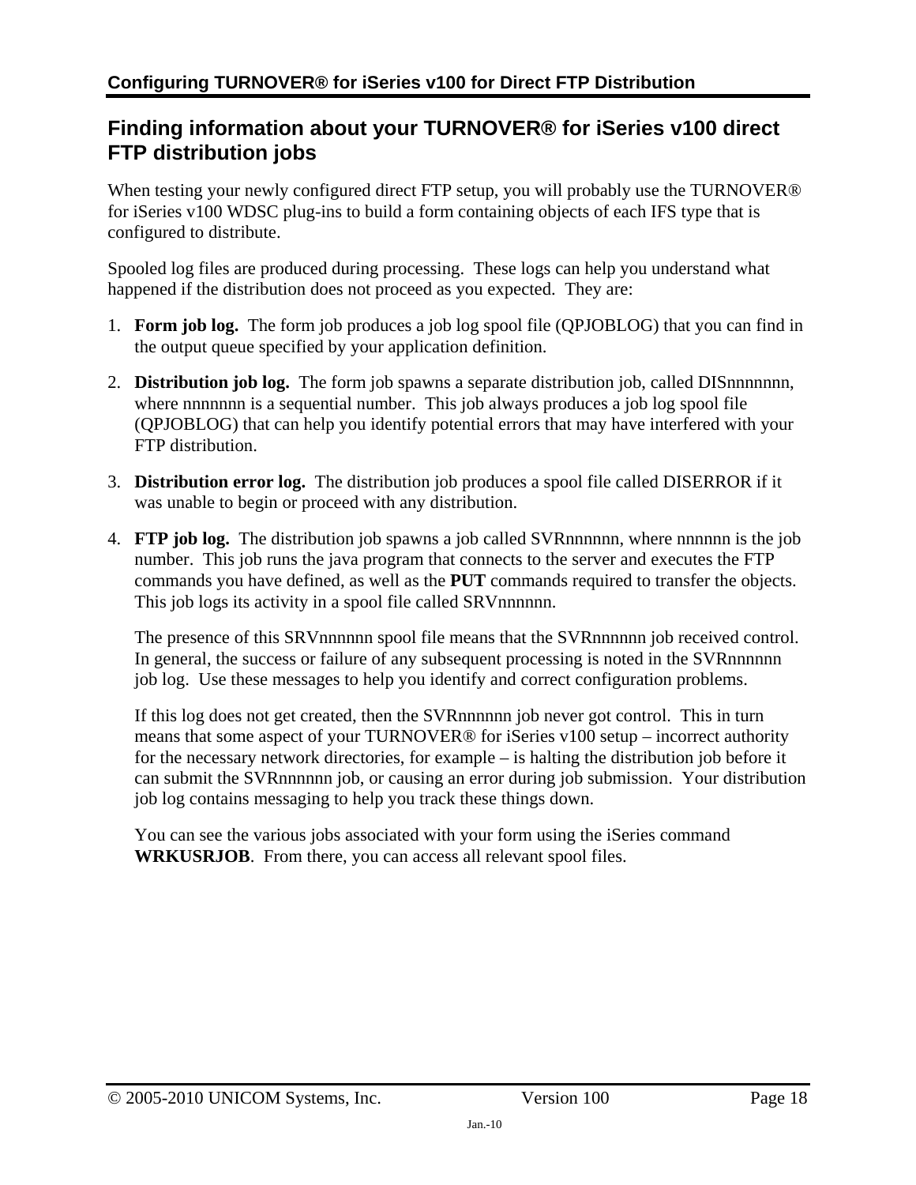## Finding information about your TURNOVER® for iSeries v100 direct FTP distribution jobs

When testing your newly configured direct FTP setup, you will probably use the TURNOVER® for iSeries v100 WDSC plug-ins to build a form containing objects of each IFS type that is configured to distribute.

Spooled log files are produced during processing. These logs can help you understand what happened if the distribution does not proceed as you expected. They are:

1. **Form job log.** The form job produces a job log spool file (QPJOBLOG) that you can find in the output queue specified by your application definition.

2. **Distribution job log.** The form job spawns a separate distribution job, called DISnnnnnnn, where nnnnnnn is a sequential number. This job always produces a job log spool file (QPJOBLOG) that can help you identify potential errors that may have interfered with your FTP distribution.

3. **Distribution error log.** The distribution job produces a spool file called DISERROR if it was unable to begin or proceed with any distribution.

4. **FTP job log.** The distribution job spawns a job called SVRnnnnnn, where nnnnnn is the job number. This job runs the java program that connects to the server and executes the FTP commands you have defined, as well as the **PUT** commands required to transfer the objects. This job logs its activity in a spool file called SRVnnnnnn.

   The presence of this SRVnnnnnn spool file means that the SVRnnnnnn job received control. In general, the success or failure of any subsequent processing is noted in the SVRnnnnnn job log. Use these messages to help you identify and correct configuration problems.

   If this log does not get created, then the SVRnnnnnn job never got control. This in turn means that some aspect of your TURNOVER® for iSeries v100 setup – incorrect authority for the necessary network directories, for example – is halting the distribution job before it can submit the SVRnnnnnn job, or causing an error during job submission. Your distribution job log contains messaging to help you track these things down.

   You can see the various jobs associated with your form using the iSeries command **WRKUSRJOB**. From there, you can access all relevant spool files.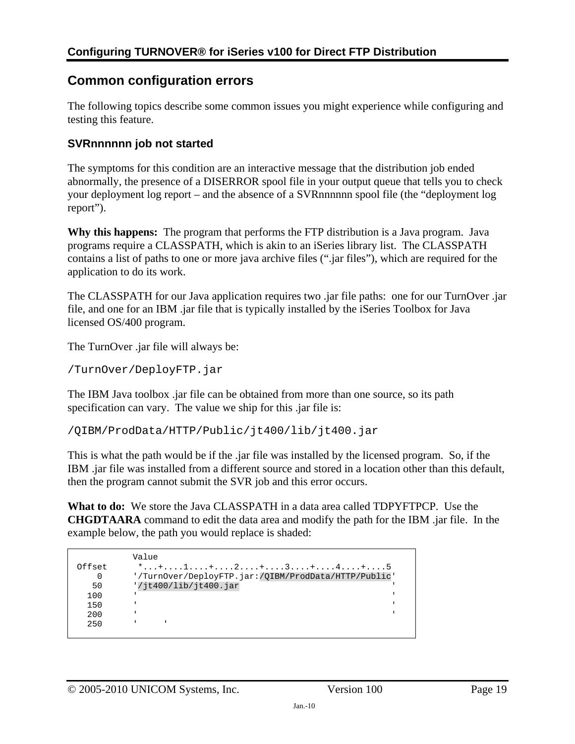## Common configuration errors

The following topics describe some common issues you might experience while configuring and testing this feature.

### SVRnnnnnn job not started

The symptoms for this condition are an interactive message that the distribution job ended abnormally, the presence of a DISERROR spool file in your output queue that tells you to check your deployment log report – and the absence of a SVRnnnnnn spool file (the "deployment log report").

**Why this happens:** The program that performs the FTP distribution is a Java program. Java programs require a CLASSPATH, which is akin to an iSeries library list. The CLASSPATH contains a list of paths to one or more java archive files (".jar files"), which are required for the application to do its work.

The CLASSPATH for our Java application requires two .jar file paths: one for our TurnOver .jar file, and one for an IBM .jar file that is typically installed by the iSeries Toolbox for Java licensed OS/400 program.

The TurnOver .jar file will always be:

```
/TurnOver/DeployFTP.jar
```

The IBM Java toolbox .jar file can be obtained from more than one source, so its path specification can vary. The value we ship for this .jar file is:

```
/QIBM/ProdData/HTTP/Public/jt400/lib/jt400.jar
```

This is what the path would be if the .jar file was installed by the licensed program. So, if the IBM .jar file was installed from a different source and stored in a location other than this default, then the program cannot submit the SVR job and this error occurs.

**What to do:** We store the Java CLASSPATH in a data area called TDPYFTPCP. Use the **CHGDTAARA** command to edit the data area and modify the path for the IBM .jar file. In the example below, the path you would replace is shaded:

```
          Value
Offset     *...+....1....+....2....+....3....+....4....+....5
    0     '/TurnOver/DeployFTP.jar:/QIBM/ProdData/HTTP/Public'
   50     '/jt400/lib/jt400.jar                              '
  100     '                                                  '
  150     '                                                  '
  200     '                                                  '
  250     '      '
```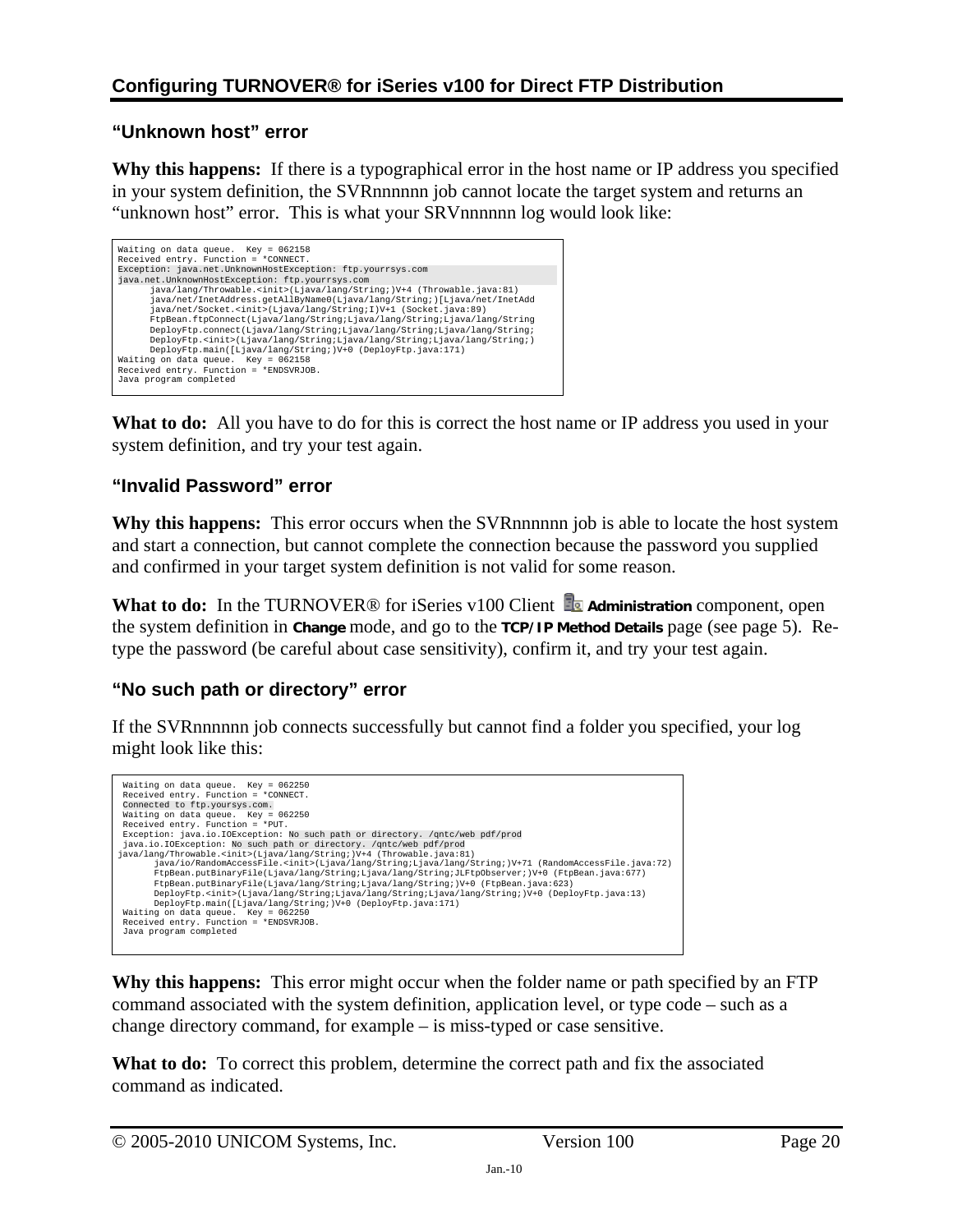## "Unknown host" error

**Why this happens:** If there is a typographical error in the host name or IP address you specified in your system definition, the SVRnnnnnn job cannot locate the target system and returns an "unknown host" error. This is what your SRVnnnnnn log would look like:

```
Waiting on data queue.  Key = 062158
Received entry. Function = *CONNECT.
Exception: java.net.UnknownHostException: ftp.yourrsys.com
java.net.UnknownHostException: ftp.yourrsys.com
      java/lang/Throwable.<init>(Ljava/lang/String;)V+4 (Throwable.java:81)
      java/net/InetAddress.getAllByName0(Ljava/lang/String;)[Ljava/net/InetAdd
      java/net/Socket.<init>(Ljava/lang/String;I)V+1 (Socket.java:89)
      FtpBean.ftpConnect(Ljava/lang/String;Ljava/lang/String;Ljava/lang/String
      DeployFtp.connect(Ljava/lang/String;Ljava/lang/String;Ljava/lang/String;
      DeployFtp.<init>(Ljava/lang/String;Ljava/lang/String;Ljava/lang/String;)
      DeployFtp.main([Ljava/lang/String;)V+0 (DeployFtp.java:171)
Waiting on data queue.  Key = 062158
Received entry. Function = *ENDSVRJOB.
Java program completed
```

**What to do:** All you have to do for this is correct the host name or IP address you used in your system definition, and try your test again.

## "Invalid Password" error

**Why this happens:** This error occurs when the SVRnnnnnn job is able to locate the host system and start a connection, but cannot complete the connection because the password you supplied and confirmed in your target system definition is not valid for some reason.

**What to do:** In the TURNOVER® for iSeries v100 Client **Administration** component, open the system definition in **Change** mode, and go to the **TCP/IP Method Details** page (see page 5). Re-type the password (be careful about case sensitivity), confirm it, and try your test again.

## "No such path or directory" error

If the SVRnnnnnn job connects successfully but cannot find a folder you specified, your log might look like this:

```
 Waiting on data queue.  Key = 062250
 Received entry. Function = *CONNECT.
 Connected to ftp.yoursys.com.
 Waiting on data queue.  Key = 062250
 Received entry. Function = *PUT.
 Exception: java.io.IOException: No such path or directory. /qntc/web pdf/prod
 java.io.IOException: No such path or directory. /qntc/web pdf/prod
java/lang/Throwable.<init>(Ljava/lang/String;)V+4 (Throwable.java:81)
       java/io/RandomAccessFile.<init>(Ljava/lang/String;Ljava/lang/String;)V+71 (RandomAccessFile.java:72)
       FtpBean.putBinaryFile(Ljava/lang/String;Ljava/lang/String;JLFtpObserver;)V+0 (FtpBean.java:677)
       FtpBean.putBinaryFile(Ljava/lang/String;Ljava/lang/String;)V+0 (FtpBean.java:623)
       DeployFtp.<init>(Ljava/lang/String;Ljava/lang/String;Ljava/lang/String;)V+0 (DeployFtp.java:13)
       DeployFtp.main([Ljava/lang/String;)V+0 (DeployFtp.java:171)
 Waiting on data queue.  Key = 062250
 Received entry. Function = *ENDSVRJOB.
 Java program completed
```

**Why this happens:** This error might occur when the folder name or path specified by an FTP command associated with the system definition, application level, or type code – such as a change directory command, for example – is miss-typed or case sensitive.

**What to do:** To correct this problem, determine the correct path and fix the associated command as indicated.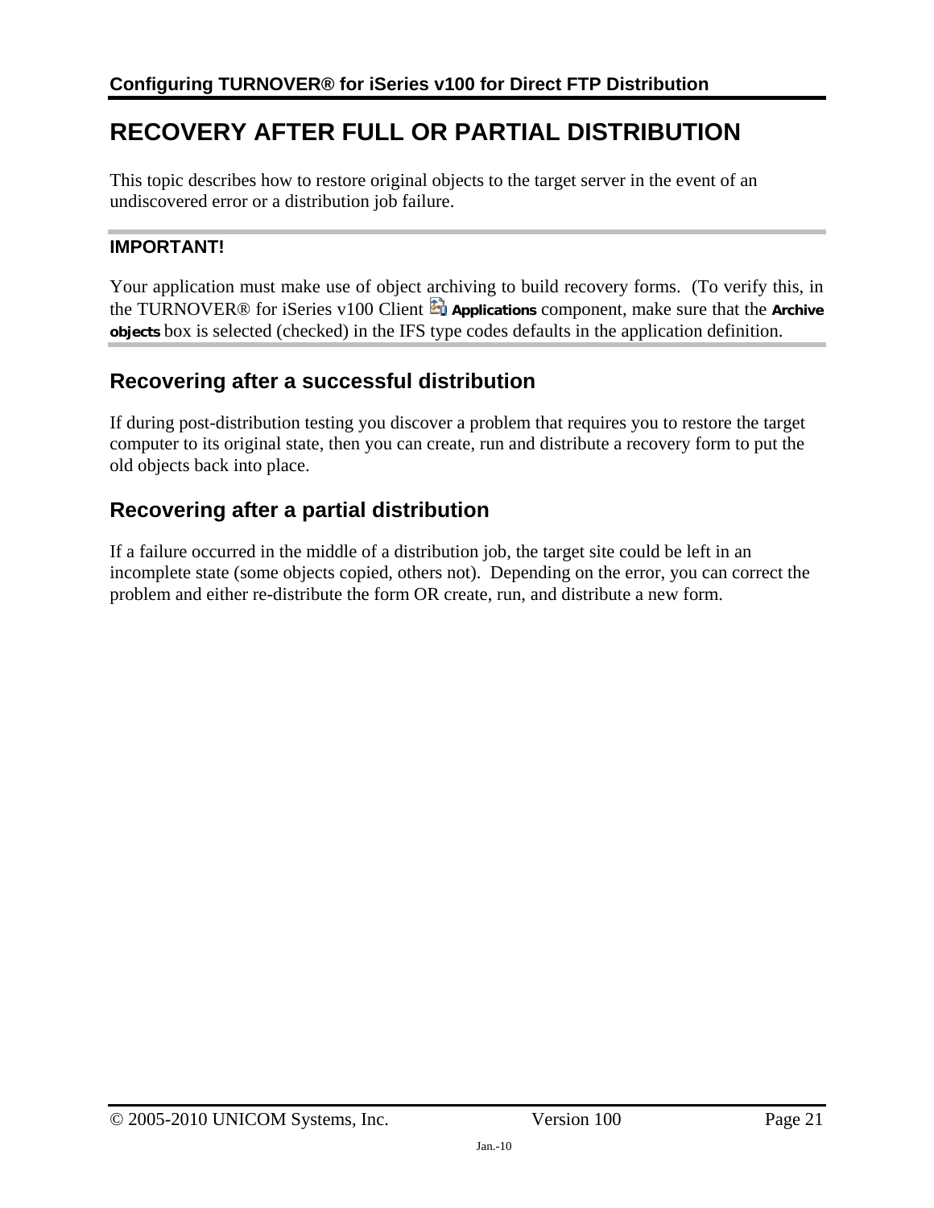# RECOVERY AFTER FULL OR PARTIAL DISTRIBUTION

This topic describes how to restore original objects to the target server in the event of an undiscovered error or a distribution job failure.

**IMPORTANT!**

Your application must make use of object archiving to build recovery forms. (To verify this, in the TURNOVER® for iSeries v100 Client **Applications** component, make sure that the **Archive objects** box is selected (checked) in the IFS type codes defaults in the application definition.

## Recovering after a successful distribution

If during post-distribution testing you discover a problem that requires you to restore the target computer to its original state, then you can create, run and distribute a recovery form to put the old objects back into place.

## Recovering after a partial distribution

If a failure occurred in the middle of a distribution job, the target site could be left in an incomplete state (some objects copied, others not). Depending on the error, you can correct the problem and either re-distribute the form OR create, run, and distribute a new form.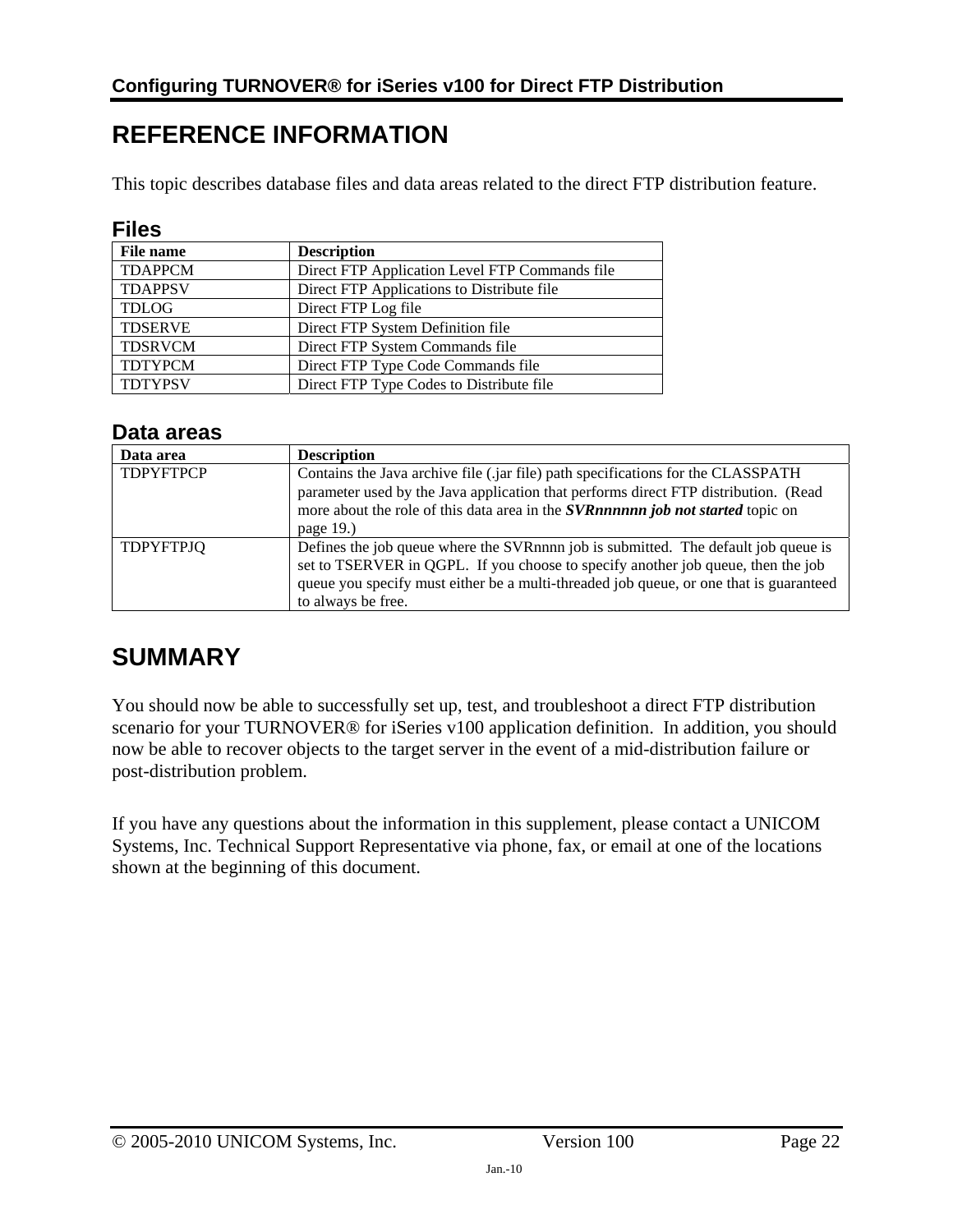# REFERENCE INFORMATION

This topic describes database files and data areas related to the direct FTP distribution feature.

## Files

| File name | Description |
|---|---|
| TDAPPCM | Direct FTP Application Level FTP Commands file |
| TDAPPSV | Direct FTP Applications to Distribute file |
| TDLOG | Direct FTP Log file |
| TDSERVE | Direct FTP System Definition file |
| TDSRVCM | Direct FTP System Commands file |
| TDTYPCM | Direct FTP Type Code Commands file |
| TDTYPSV | Direct FTP Type Codes to Distribute file |

## Data areas

| Data area | Description |
|---|---|
| TDPYFTPCP | Contains the Java archive file (.jar file) path specifications for the CLASSPATH parameter used by the Java application that performs direct FTP distribution. (Read more about the role of this data area in the ***SVRnnnnnn job not started*** topic on page 19.) |
| TDPYFTPJQ | Defines the job queue where the SVRnnnn job is submitted. The default job queue is set to TSERVER in QGPL. If you choose to specify another job queue, then the job queue you specify must either be a multi-threaded job queue, or one that is guaranteed to always be free. |

# SUMMARY

You should now be able to successfully set up, test, and troubleshoot a direct FTP distribution scenario for your TURNOVER® for iSeries v100 application definition. In addition, you should now be able to recover objects to the target server in the event of a mid-distribution failure or post-distribution problem.

If you have any questions about the information in this supplement, please contact a UNICOM Systems, Inc. Technical Support Representative via phone, fax, or email at one of the locations shown at the beginning of this document.